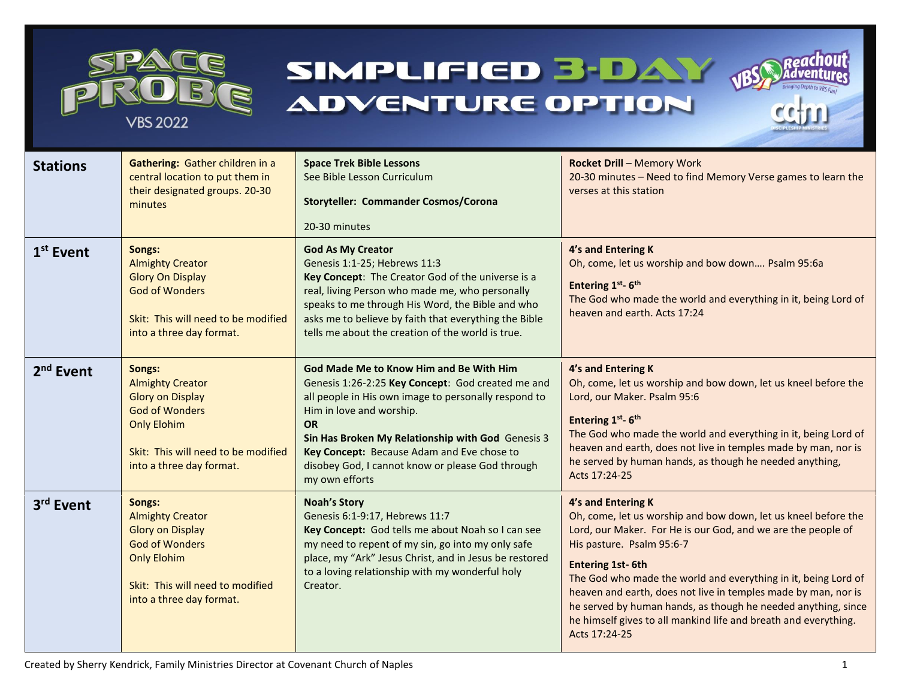# SPACE PROBE VBS 2022

# SIMPLIFIED 3-DAY ADVENTURE OPTION

VBS Reachout Adventures — Bringing Depth to VBS Fun!

CDM Discipleship Ministries

| Stations | **Gathering:** Gather children in a central location to put them in their designated groups. 20-30 minutes | **Space Trek Bible Lessons**<br>See Bible Lesson Curriculum<br><br>**Storyteller: Commander Cosmos/Corona**<br><br>20-30 minutes | **Rocket Drill** – Memory Work<br>20-30 minutes – Need to find Memory Verse games to learn the verses at this station |
|---|---|---|---|
| 1st Event | **Songs:**<br>Almighty Creator<br>Glory On Display<br>God of Wonders<br><br>Skit: This will need to be modified into a three day format. | **God As My Creator**<br>Genesis 1:1-25; Hebrews 11:3<br>**Key Concept**: The Creator God of the universe is a real, living Person who made me, who personally speaks to me through His Word, the Bible and who asks me to believe by faith that everything the Bible tells me about the creation of the world is true. | **4's and Entering K**<br>Oh, come, let us worship and bow down…. Psalm 95:6a<br><br>**Entering 1st- 6th**<br>The God who made the world and everything in it, being Lord of heaven and earth. Acts 17:24 |
| 2nd Event | **Songs:**<br>Almighty Creator<br>Glory on Display<br>God of Wonders<br>Only Elohim<br><br>Skit: This will need to be modified into a three day format. | **God Made Me to Know Him and Be With Him**<br>Genesis 1:26-2:25 **Key Concept**: God created me and all people in His own image to personally respond to Him in love and worship.<br>**OR**<br>**Sin Has Broken My Relationship with God** Genesis 3<br>**Key Concept:** Because Adam and Eve chose to disobey God, I cannot know or please God through my own efforts | **4's and Entering K**<br>Oh, come, let us worship and bow down, let us kneel before the Lord, our Maker. Psalm 95:6<br><br>**Entering 1st- 6th**<br>The God who made the world and everything in it, being Lord of heaven and earth, does not live in temples made by man, nor is he served by human hands, as though he needed anything, Acts 17:24-25 |
| 3rd Event | **Songs:**<br>Almighty Creator<br>Glory on Display<br>God of Wonders<br>Only Elohim<br><br>Skit: This will need to modified into a three day format. | **Noah's Story**<br>Genesis 6:1-9:17, Hebrews 11:7<br>**Key Concept:** God tells me about Noah so I can see my need to repent of my sin, go into my only safe place, my "Ark" Jesus Christ, and in Jesus be restored to a loving relationship with my wonderful holy Creator. | **4's and Entering K**<br>Oh, come, let us worship and bow down, let us kneel before the Lord, our Maker. For He is our God, and we are the people of His pasture. Psalm 95:6-7<br><br>**Entering 1st- 6th**<br>The God who made the world and everything in it, being Lord of heaven and earth, does not live in temples made by man, nor is he served by human hands, as though he needed anything, since he himself gives to all mankind life and breath and everything. Acts 17:24-25 |

Created by Sherry Kendrick, Family Ministries Director at Covenant Church of Naples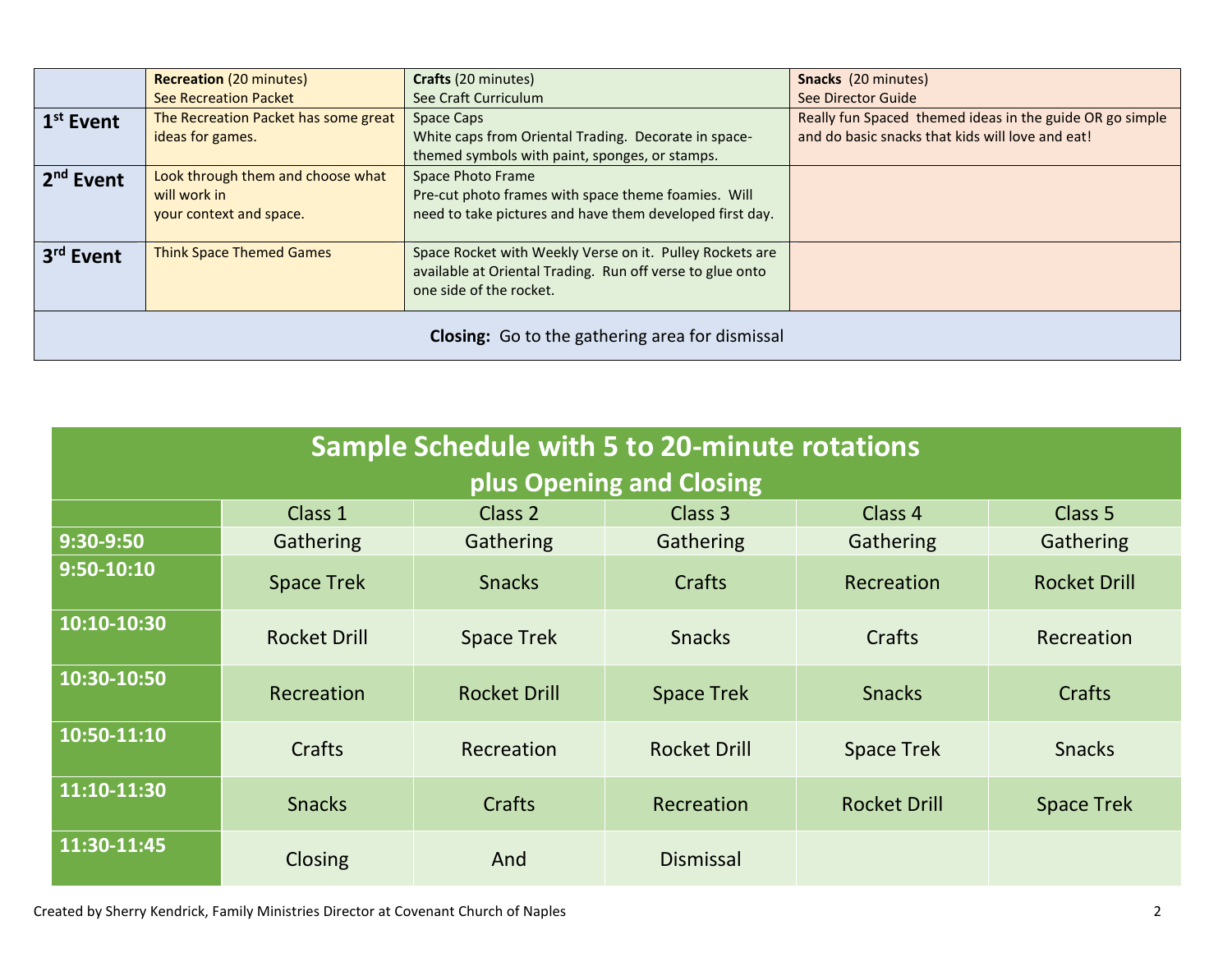| | **Recreation** (20 minutes)<br>See Recreation Packet | **Crafts** (20 minutes)<br>See Craft Curriculum | **Snacks** (20 minutes)<br>See Director Guide |
|---|---|---|---|
| **1st Event** | The Recreation Packet has some great ideas for games. | Space Caps<br>White caps from Oriental Trading. Decorate in space-themed symbols with paint, sponges, or stamps. | Really fun Spaced themed ideas in the guide OR go simple and do basic snacks that kids will love and eat! |
| **2nd Event** | Look through them and choose what will work in your context and space. | Space Photo Frame<br>Pre-cut photo frames with space theme foamies. Will need to take pictures and have them developed first day. | |
| **3rd Event** | Think Space Themed Games | Space Rocket with Weekly Verse on it. Pulley Rockets are available at Oriental Trading. Run off verse to glue onto one side of the rocket. | |
| **Closing:** Go to the gathering area for dismissal | | | |

## Sample Schedule with 5 to 20-minute rotations plus Opening and Closing

| | Class 1 | Class 2 | Class 3 | Class 4 | Class 5 |
|---|---|---|---|---|---|
| **9:30-9:50** | Gathering | Gathering | Gathering | Gathering | Gathering |
| **9:50-10:10** | Space Trek | Snacks | Crafts | Recreation | Rocket Drill |
| **10:10-10:30** | Rocket Drill | Space Trek | Snacks | Crafts | Recreation |
| **10:30-10:50** | Recreation | Rocket Drill | Space Trek | Snacks | Crafts |
| **10:50-11:10** | Crafts | Recreation | Rocket Drill | Space Trek | Snacks |
| **11:10-11:30** | Snacks | Crafts | Recreation | Rocket Drill | Space Trek |
| **11:30-11:45** | Closing | And | Dismissal | | |

Created by Sherry Kendrick, Family Ministries Director at Covenant Church of Naples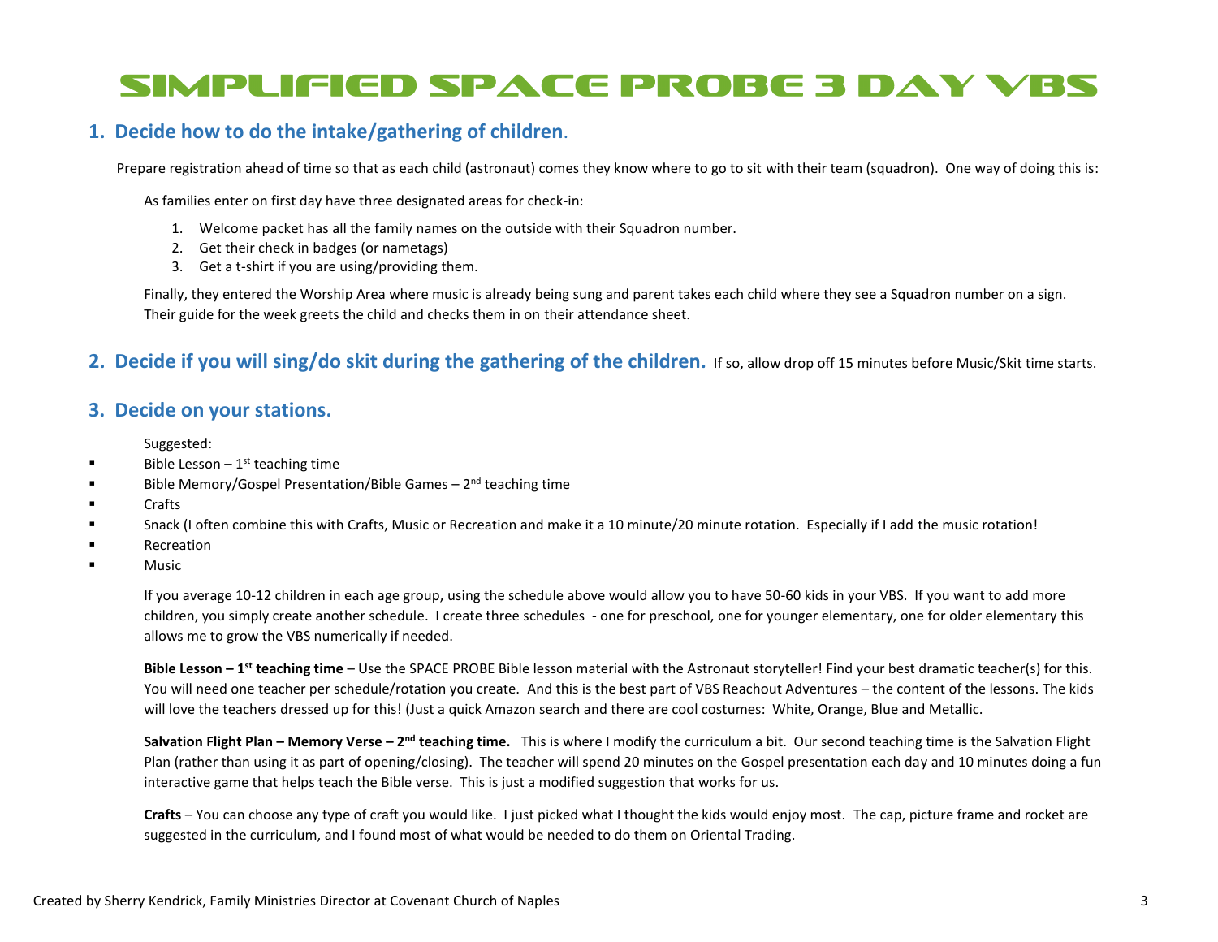# SIMPLIFIED SPACE PROBE 3 DAY VBS

## 1. Decide how to do the intake/gathering of children.

Prepare registration ahead of time so that as each child (astronaut) comes they know where to go to sit with their team (squadron). One way of doing this is:

As families enter on first day have three designated areas for check-in:

1. Welcome packet has all the family names on the outside with their Squadron number.
2. Get their check in badges (or nametags)
3. Get a t-shirt if you are using/providing them.

Finally, they entered the Worship Area where music is already being sung and parent takes each child where they see a Squadron number on a sign. Their guide for the week greets the child and checks them in on their attendance sheet.

## 2. Decide if you will sing/do skit during the gathering of the children. 

If so, allow drop off 15 minutes before Music/Skit time starts.

## 3. Decide on your stations.

Suggested:

- Bible Lesson – 1st teaching time
- Bible Memory/Gospel Presentation/Bible Games – 2nd teaching time
- Crafts
- Snack (I often combine this with Crafts, Music or Recreation and make it a 10 minute/20 minute rotation. Especially if I add the music rotation!
- Recreation
- Music

If you average 10-12 children in each age group, using the schedule above would allow you to have 50-60 kids in your VBS. If you want to add more children, you simply create another schedule. I create three schedules - one for preschool, one for younger elementary, one for older elementary this allows me to grow the VBS numerically if needed.

**Bible Lesson – 1st teaching time** – Use the SPACE PROBE Bible lesson material with the Astronaut storyteller! Find your best dramatic teacher(s) for this. You will need one teacher per schedule/rotation you create. And this is the best part of VBS Reachout Adventures – the content of the lessons. The kids will love the teachers dressed up for this! (Just a quick Amazon search and there are cool costumes: White, Orange, Blue and Metallic.

**Salvation Flight Plan – Memory Verse – 2nd teaching time.** This is where I modify the curriculum a bit. Our second teaching time is the Salvation Flight Plan (rather than using it as part of opening/closing). The teacher will spend 20 minutes on the Gospel presentation each day and 10 minutes doing a fun interactive game that helps teach the Bible verse. This is just a modified suggestion that works for us.

**Crafts** – You can choose any type of craft you would like. I just picked what I thought the kids would enjoy most. The cap, picture frame and rocket are suggested in the curriculum, and I found most of what would be needed to do them on Oriental Trading.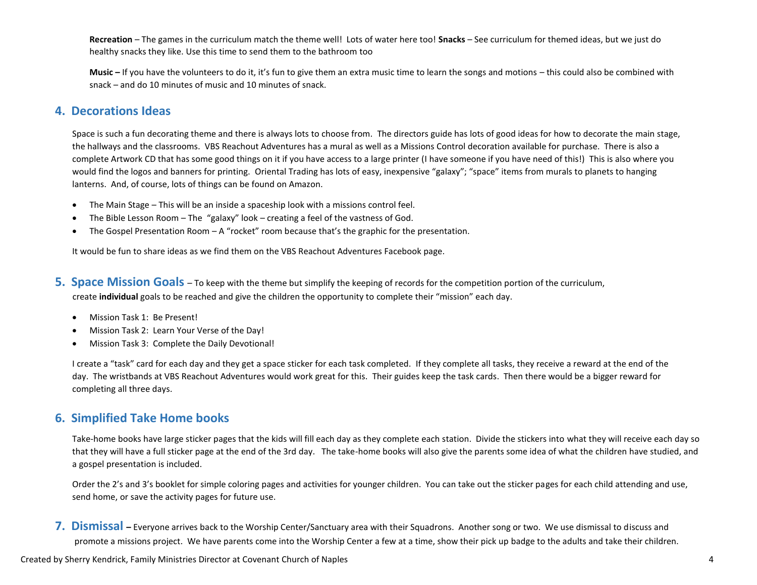**Recreation** – The games in the curriculum match the theme well! Lots of water here too! **Snacks** – See curriculum for themed ideas, but we just do healthy snacks they like. Use this time to send them to the bathroom too

**Music –** If you have the volunteers to do it, it's fun to give them an extra music time to learn the songs and motions – this could also be combined with snack – and do 10 minutes of music and 10 minutes of snack.

## 4. Decorations Ideas

Space is such a fun decorating theme and there is always lots to choose from. The directors guide has lots of good ideas for how to decorate the main stage, the hallways and the classrooms. VBS Reachout Adventures has a mural as well as a Missions Control decoration available for purchase. There is also a complete Artwork CD that has some good things on it if you have access to a large printer (I have someone if you have need of this!) This is also where you would find the logos and banners for printing. Oriental Trading has lots of easy, inexpensive "galaxy"; "space" items from murals to planets to hanging lanterns. And, of course, lots of things can be found on Amazon.

- The Main Stage – This will be an inside a spaceship look with a missions control feel.
- The Bible Lesson Room – The "galaxy" look – creating a feel of the vastness of God.
- The Gospel Presentation Room – A "rocket" room because that's the graphic for the presentation.

It would be fun to share ideas as we find them on the VBS Reachout Adventures Facebook page.

## 5. Space Mission Goals

– To keep with the theme but simplify the keeping of records for the competition portion of the curriculum, create **individual** goals to be reached and give the children the opportunity to complete their "mission" each day.

- Mission Task 1: Be Present!
- Mission Task 2: Learn Your Verse of the Day!
- Mission Task 3: Complete the Daily Devotional!

I create a "task" card for each day and they get a space sticker for each task completed. If they complete all tasks, they receive a reward at the end of the day. The wristbands at VBS Reachout Adventures would work great for this. Their guides keep the task cards. Then there would be a bigger reward for completing all three days.

## 6. Simplified Take Home books

Take-home books have large sticker pages that the kids will fill each day as they complete each station. Divide the stickers into what they will receive each day so that they will have a full sticker page at the end of the 3rd day. The take-home books will also give the parents some idea of what the children have studied, and a gospel presentation is included.

Order the 2's and 3's booklet for simple coloring pages and activities for younger children. You can take out the sticker pages for each child attending and use, send home, or save the activity pages for future use.

## 7. Dismissal

**–** Everyone arrives back to the Worship Center/Sanctuary area with their Squadrons. Another song or two. We use dismissal to discuss and promote a missions project. We have parents come into the Worship Center a few at a time, show their pick up badge to the adults and take their children.

Created by Sherry Kendrick, Family Ministries Director at Covenant Church of Naples